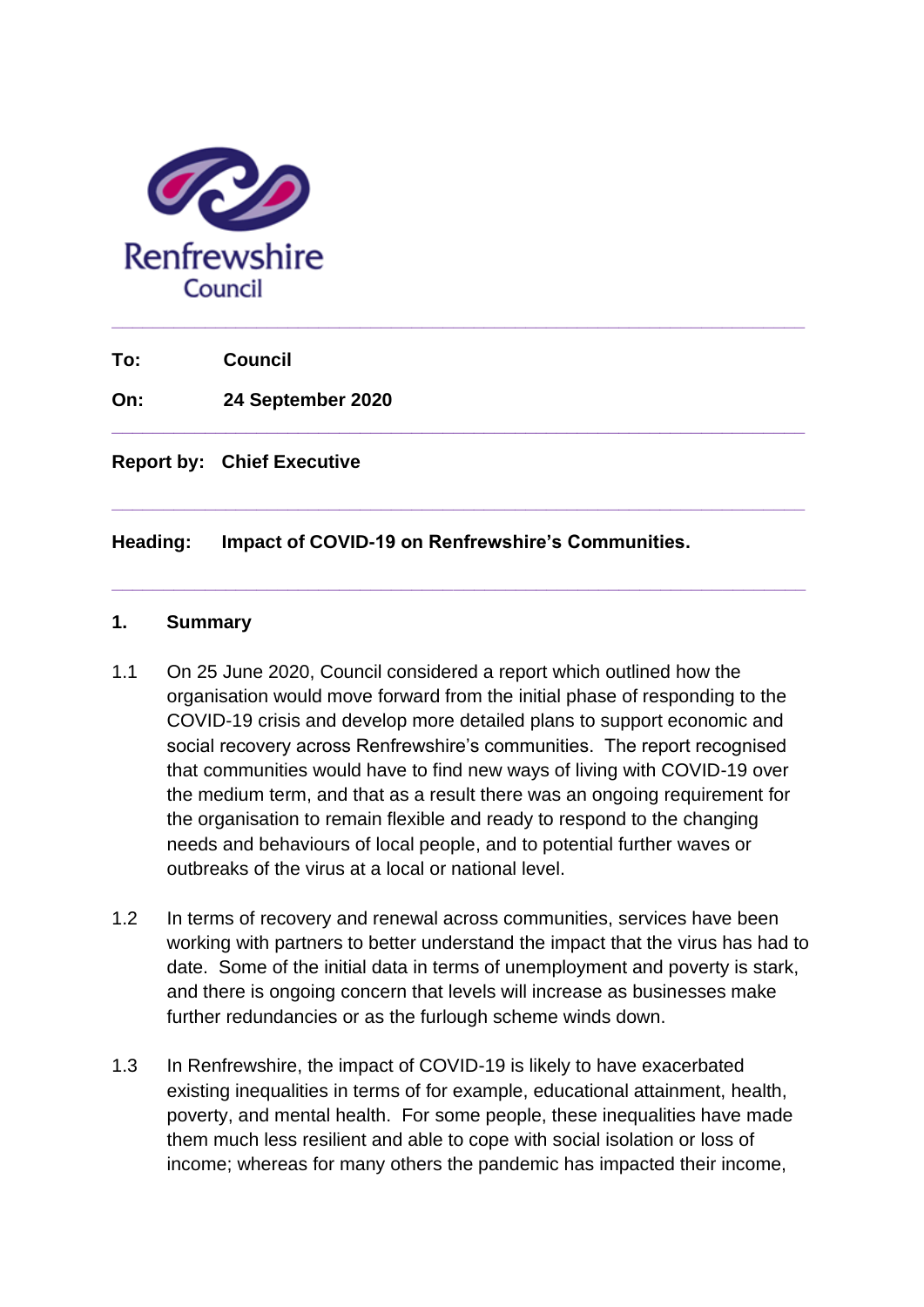Renfrewshire Council

---

**To:** Council

**On:** 24 September 2020

---

**Report by:** Chief Executive

---

**Heading:** Impact of COVID-19 on Renfrewshire's Communities.

---

## 1. Summary

1.1 On 25 June 2020, Council considered a report which outlined how the organisation would move forward from the initial phase of responding to the COVID-19 crisis and develop more detailed plans to support economic and social recovery across Renfrewshire's communities. The report recognised that communities would have to find new ways of living with COVID-19 over the medium term, and that as a result there was an ongoing requirement for the organisation to remain flexible and ready to respond to the changing needs and behaviours of local people, and to potential further waves or outbreaks of the virus at a local or national level.

1.2 In terms of recovery and renewal across communities, services have been working with partners to better understand the impact that the virus has had to date. Some of the initial data in terms of unemployment and poverty is stark, and there is ongoing concern that levels will increase as businesses make further redundancies or as the furlough scheme winds down.

1.3 In Renfrewshire, the impact of COVID-19 is likely to have exacerbated existing inequalities in terms of for example, educational attainment, health, poverty, and mental health. For some people, these inequalities have made them much less resilient and able to cope with social isolation or loss of income; whereas for many others the pandemic has impacted their income,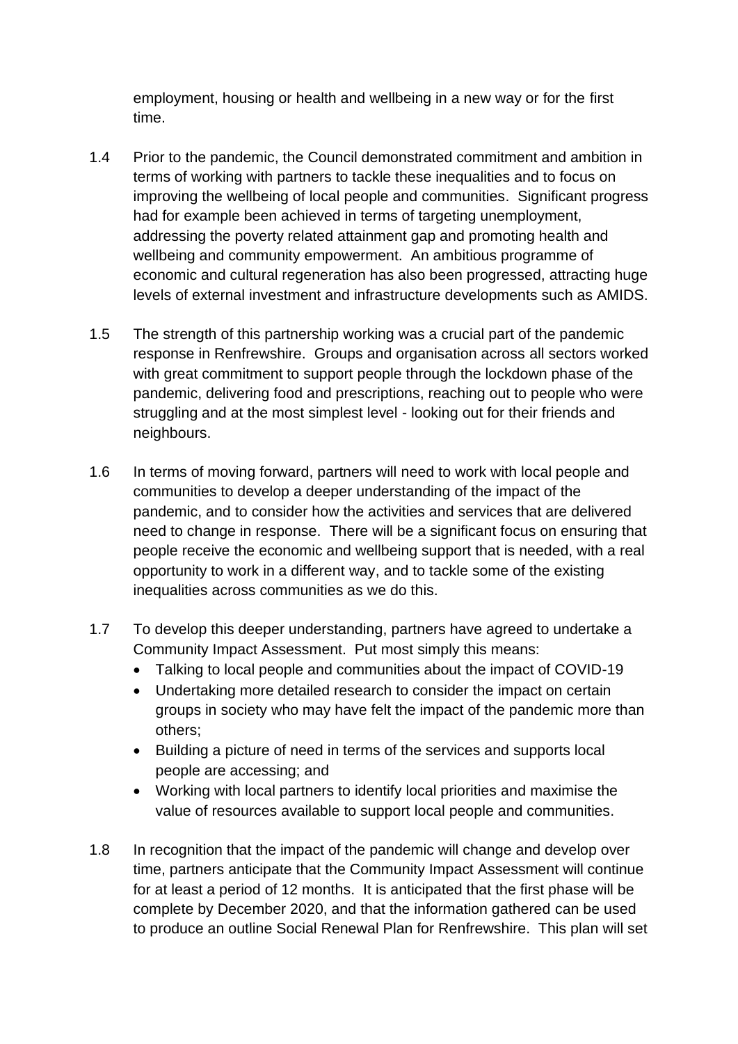employment, housing or health and wellbeing in a new way or for the first time.

1.4 Prior to the pandemic, the Council demonstrated commitment and ambition in terms of working with partners to tackle these inequalities and to focus on improving the wellbeing of local people and communities. Significant progress had for example been achieved in terms of targeting unemployment, addressing the poverty related attainment gap and promoting health and wellbeing and community empowerment. An ambitious programme of economic and cultural regeneration has also been progressed, attracting huge levels of external investment and infrastructure developments such as AMIDS.

1.5 The strength of this partnership working was a crucial part of the pandemic response in Renfrewshire. Groups and organisation across all sectors worked with great commitment to support people through the lockdown phase of the pandemic, delivering food and prescriptions, reaching out to people who were struggling and at the most simplest level - looking out for their friends and neighbours.

1.6 In terms of moving forward, partners will need to work with local people and communities to develop a deeper understanding of the impact of the pandemic, and to consider how the activities and services that are delivered need to change in response. There will be a significant focus on ensuring that people receive the economic and wellbeing support that is needed, with a real opportunity to work in a different way, and to tackle some of the existing inequalities across communities as we do this.

1.7 To develop this deeper understanding, partners have agreed to undertake a Community Impact Assessment. Put most simply this means:

- Talking to local people and communities about the impact of COVID-19
- Undertaking more detailed research to consider the impact on certain groups in society who may have felt the impact of the pandemic more than others;
- Building a picture of need in terms of the services and supports local people are accessing; and
- Working with local partners to identify local priorities and maximise the value of resources available to support local people and communities.

1.8 In recognition that the impact of the pandemic will change and develop over time, partners anticipate that the Community Impact Assessment will continue for at least a period of 12 months. It is anticipated that the first phase will be complete by December 2020, and that the information gathered can be used to produce an outline Social Renewal Plan for Renfrewshire. This plan will set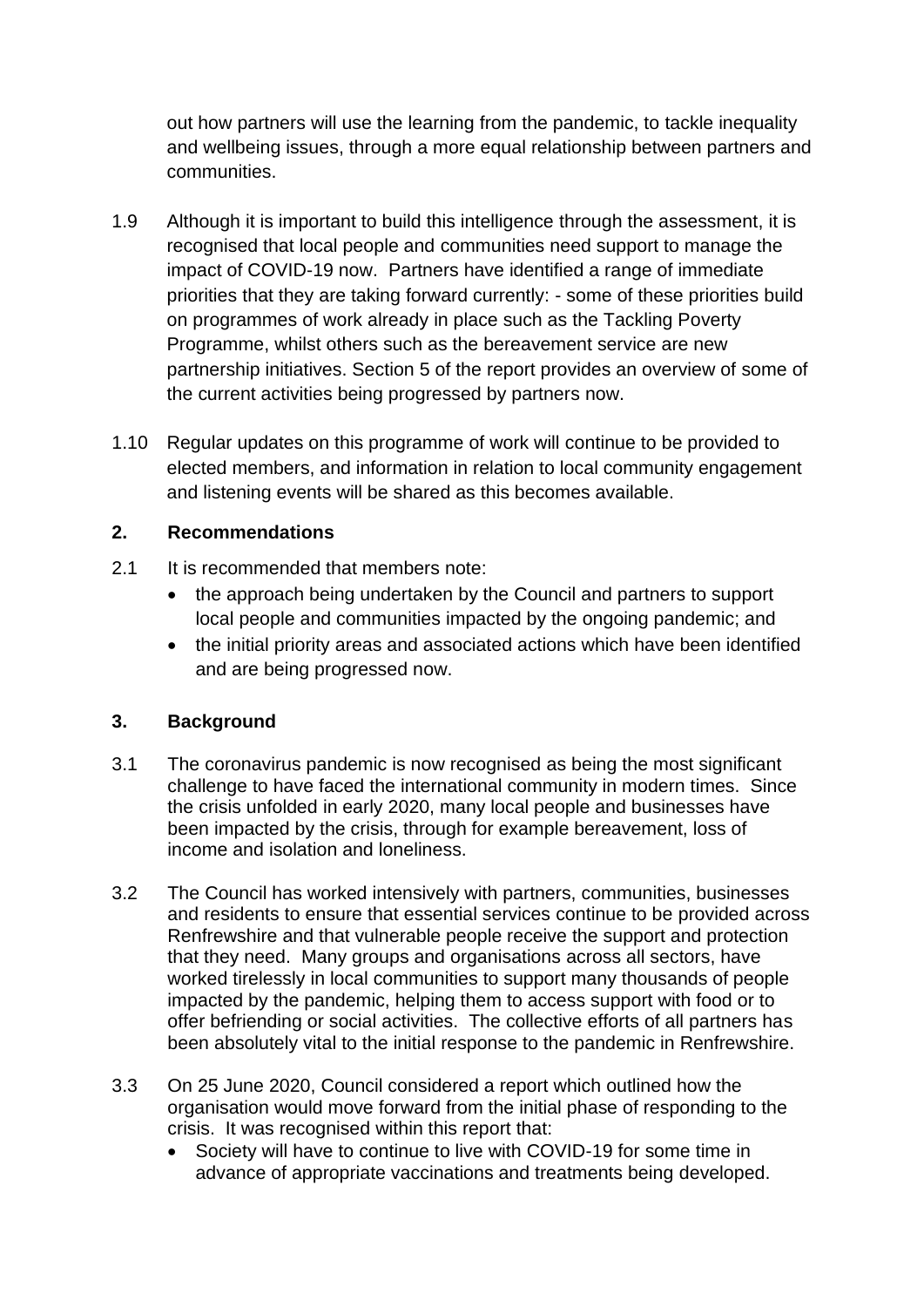out how partners will use the learning from the pandemic, to tackle inequality and wellbeing issues, through a more equal relationship between partners and communities.

1.9 Although it is important to build this intelligence through the assessment, it is recognised that local people and communities need support to manage the impact of COVID-19 now. Partners have identified a range of immediate priorities that they are taking forward currently: - some of these priorities build on programmes of work already in place such as the Tackling Poverty Programme, whilst others such as the bereavement service are new partnership initiatives. Section 5 of the report provides an overview of some of the current activities being progressed by partners now.

1.10 Regular updates on this programme of work will continue to be provided to elected members, and information in relation to local community engagement and listening events will be shared as this becomes available.

## 2. Recommendations

2.1 It is recommended that members note:

- the approach being undertaken by the Council and partners to support local people and communities impacted by the ongoing pandemic; and
- the initial priority areas and associated actions which have been identified and are being progressed now.

## 3. Background

3.1 The coronavirus pandemic is now recognised as being the most significant challenge to have faced the international community in modern times. Since the crisis unfolded in early 2020, many local people and businesses have been impacted by the crisis, through for example bereavement, loss of income and isolation and loneliness.

3.2 The Council has worked intensively with partners, communities, businesses and residents to ensure that essential services continue to be provided across Renfrewshire and that vulnerable people receive the support and protection that they need. Many groups and organisations across all sectors, have worked tirelessly in local communities to support many thousands of people impacted by the pandemic, helping them to access support with food or to offer befriending or social activities. The collective efforts of all partners has been absolutely vital to the initial response to the pandemic in Renfrewshire.

3.3 On 25 June 2020, Council considered a report which outlined how the organisation would move forward from the initial phase of responding to the crisis. It was recognised within this report that:

- Society will have to continue to live with COVID-19 for some time in advance of appropriate vaccinations and treatments being developed.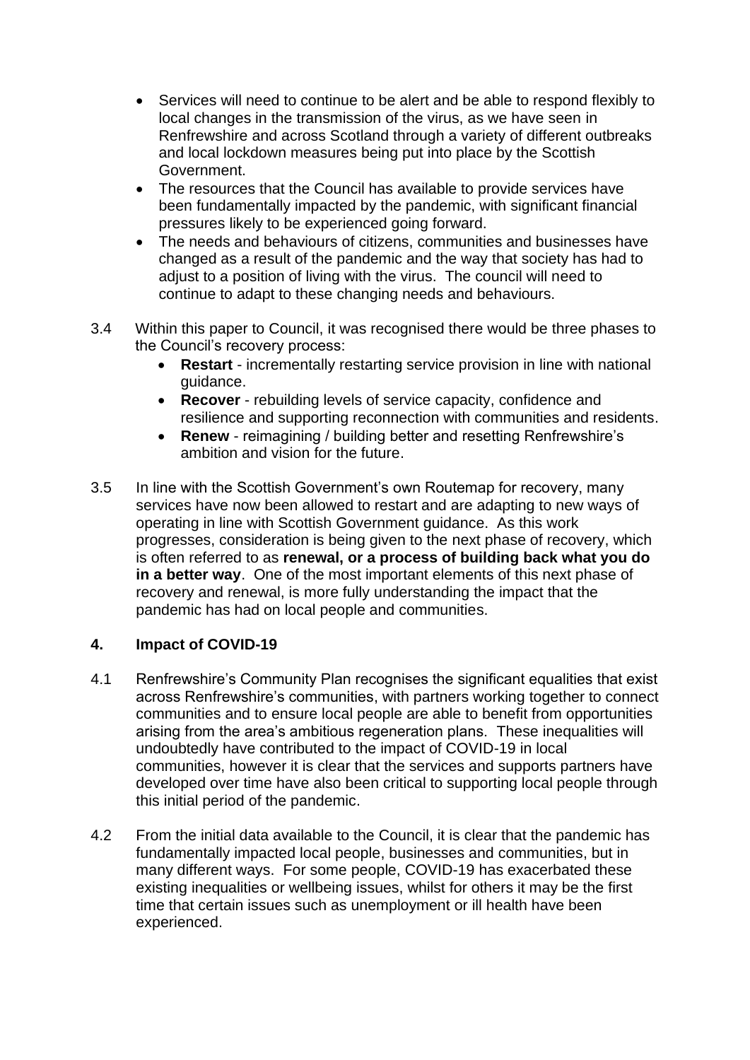- Services will need to continue to be alert and be able to respond flexibly to local changes in the transmission of the virus, as we have seen in Renfrewshire and across Scotland through a variety of different outbreaks and local lockdown measures being put into place by the Scottish Government.
- The resources that the Council has available to provide services have been fundamentally impacted by the pandemic, with significant financial pressures likely to be experienced going forward.
- The needs and behaviours of citizens, communities and businesses have changed as a result of the pandemic and the way that society has had to adjust to a position of living with the virus. The council will need to continue to adapt to these changing needs and behaviours.

3.4 Within this paper to Council, it was recognised there would be three phases to the Council's recovery process:

- **Restart** - incrementally restarting service provision in line with national guidance.
- **Recover** - rebuilding levels of service capacity, confidence and resilience and supporting reconnection with communities and residents.
- **Renew** - reimagining / building better and resetting Renfrewshire's ambition and vision for the future.

3.5 In line with the Scottish Government's own Routemap for recovery, many services have now been allowed to restart and are adapting to new ways of operating in line with Scottish Government guidance. As this work progresses, consideration is being given to the next phase of recovery, which is often referred to as **renewal, or a process of building back what you do in a better way**. One of the most important elements of this next phase of recovery and renewal, is more fully understanding the impact that the pandemic has had on local people and communities.

## 4. Impact of COVID-19

4.1 Renfrewshire's Community Plan recognises the significant equalities that exist across Renfrewshire's communities, with partners working together to connect communities and to ensure local people are able to benefit from opportunities arising from the area's ambitious regeneration plans. These inequalities will undoubtedly have contributed to the impact of COVID-19 in local communities, however it is clear that the services and supports partners have developed over time have also been critical to supporting local people through this initial period of the pandemic.

4.2 From the initial data available to the Council, it is clear that the pandemic has fundamentally impacted local people, businesses and communities, but in many different ways. For some people, COVID-19 has exacerbated these existing inequalities or wellbeing issues, whilst for others it may be the first time that certain issues such as unemployment or ill health have been experienced.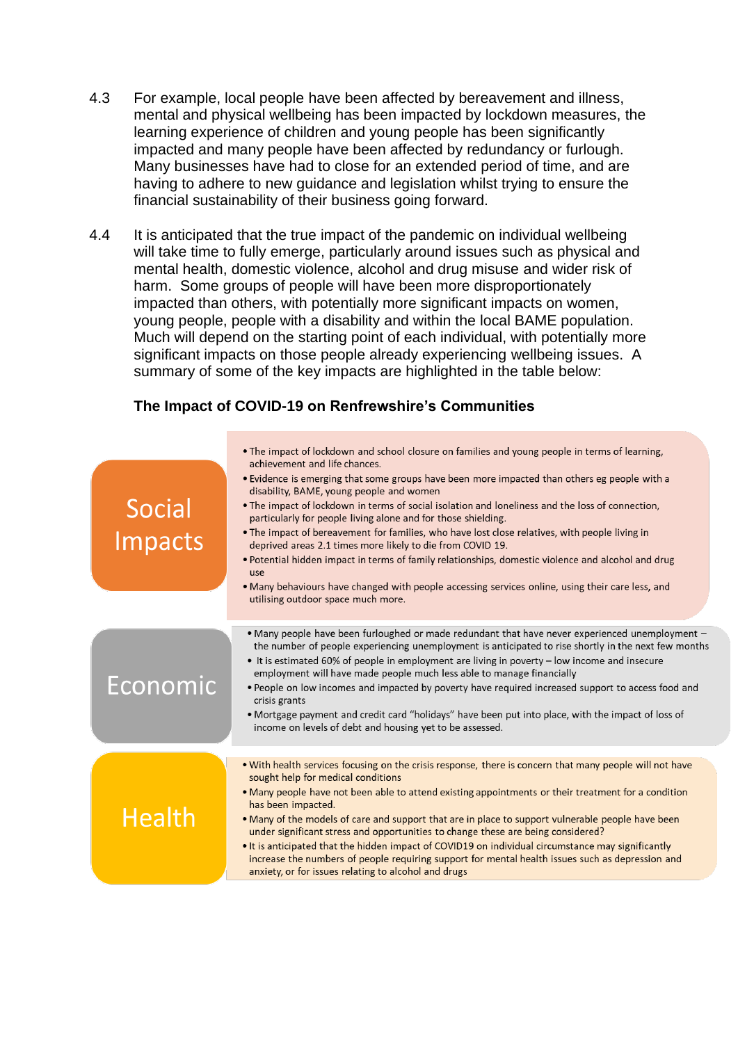4.3 For example, local people have been affected by bereavement and illness, mental and physical wellbeing has been impacted by lockdown measures, the learning experience of children and young people has been significantly impacted and many people have been affected by redundancy or furlough. Many businesses have had to close for an extended period of time, and are having to adhere to new guidance and legislation whilst trying to ensure the financial sustainability of their business going forward.

4.4 It is anticipated that the true impact of the pandemic on individual wellbeing will take time to fully emerge, particularly around issues such as physical and mental health, domestic violence, alcohol and drug misuse and wider risk of harm. Some groups of people will have been more disproportionately impacted than others, with potentially more significant impacts on women, young people, people with a disability and within the local BAME population. Much will depend on the starting point of each individual, with potentially more significant impacts on those people already experiencing wellbeing issues. A summary of some of the key impacts are highlighted in the table below:

**The Impact of COVID-19 on Renfrewshire's Communities**

| | |
|---|---|
| Social Impacts | • The impact of lockdown and school closure on families and young people in terms of learning, achievement and life chances.<br>• Evidence is emerging that some groups have been more impacted than others eg people with a disability, BAME, young people and women<br>• The impact of lockdown in terms of social isolation and loneliness and the loss of connection, particularly for people living alone and for those shielding.<br>• The impact of bereavement for families, who have lost close relatives, with people living in deprived areas 2.1 times more likely to die from COVID 19.<br>• Potential hidden impact in terms of family relationships, domestic violence and alcohol and drug use<br>• Many behaviours have changed with people accessing services online, using their care less, and utilising outdoor space much more. |
| Economic | • Many people have been furloughed or made redundant that have never experienced unemployment – the number of people experiencing unemployment is anticipated to rise shortly in the next few months<br>• It is estimated 60% of people in employment are living in poverty – low income and insecure employment will have made people much less able to manage financially<br>• People on low incomes and impacted by poverty have required increased support to access food and crisis grants<br>• Mortgage payment and credit card "holidays" have been put into place, with the impact of loss of income on levels of debt and housing yet to be assessed. |
| Health | • With health services focusing on the crisis response, there is concern that many people will not have sought help for medical conditions<br>• Many people have not been able to attend existing appointments or their treatment for a condition has been impacted.<br>• Many of the models of care and support that are in place to support vulnerable people have been under significant stress and opportunities to change these are being considered?<br>• It is anticipated that the hidden impact of COVID19 on individual circumstance may significantly increase the numbers of people requiring support for mental health issues such as depression and anxiety, or for issues relating to alcohol and drugs |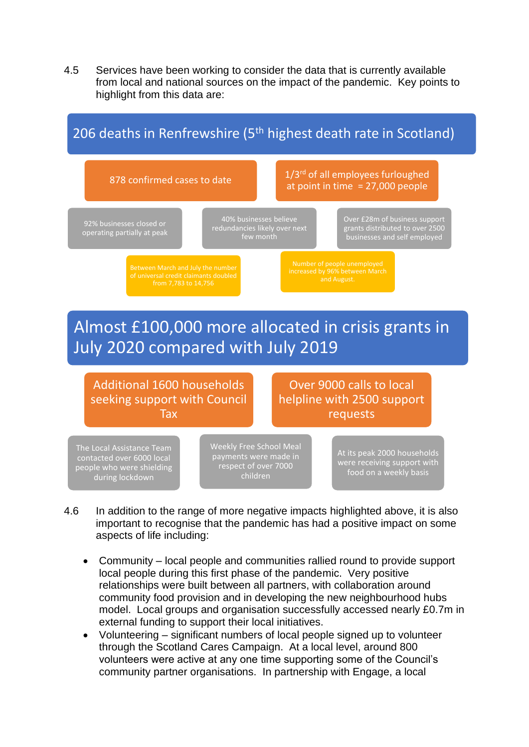4.5 Services have been working to consider the data that is currently available from local and national sources on the impact of the pandemic. Key points to highlight from this data are:

**206 deaths in Renfrewshire (5th highest death rate in Scotland)**

- 878 confirmed cases to date
- 1/3rd of all employees furloughed at point in time = 27,000 people
- 92% businesses closed or operating partially at peak
- 40% businesses believe redundancies likely over next few month
- Over £28m of business support grants distributed to over 2500 businesses and self employed
- Between March and July the number of universal credit claimants doubled from 7,783 to 14,756
- Number of people unemployed increased by 96% between March and August.

**Almost £100,000 more allocated in crisis grants in July 2020 compared with July 2019**

- Additional 1600 households seeking support with Council Tax
- Over 9000 calls to local helpline with 2500 support requests
- The Local Assistance Team contacted over 6000 local people who were shielding during lockdown
- Weekly Free School Meal payments were made in respect of over 7000 children
- At its peak 2000 households were receiving support with food on a weekly basis

4.6 In addition to the range of more negative impacts highlighted above, it is also important to recognise that the pandemic has had a positive impact on some aspects of life including:

- Community – local people and communities rallied round to provide support local people during this first phase of the pandemic. Very positive relationships were built between all partners, with collaboration around community food provision and in developing the new neighbourhood hubs model. Local groups and organisation successfully accessed nearly £0.7m in external funding to support their local initiatives.
- Volunteering – significant numbers of local people signed up to volunteer through the Scotland Cares Campaign. At a local level, around 800 volunteers were active at any one time supporting some of the Council's community partner organisations. In partnership with Engage, a local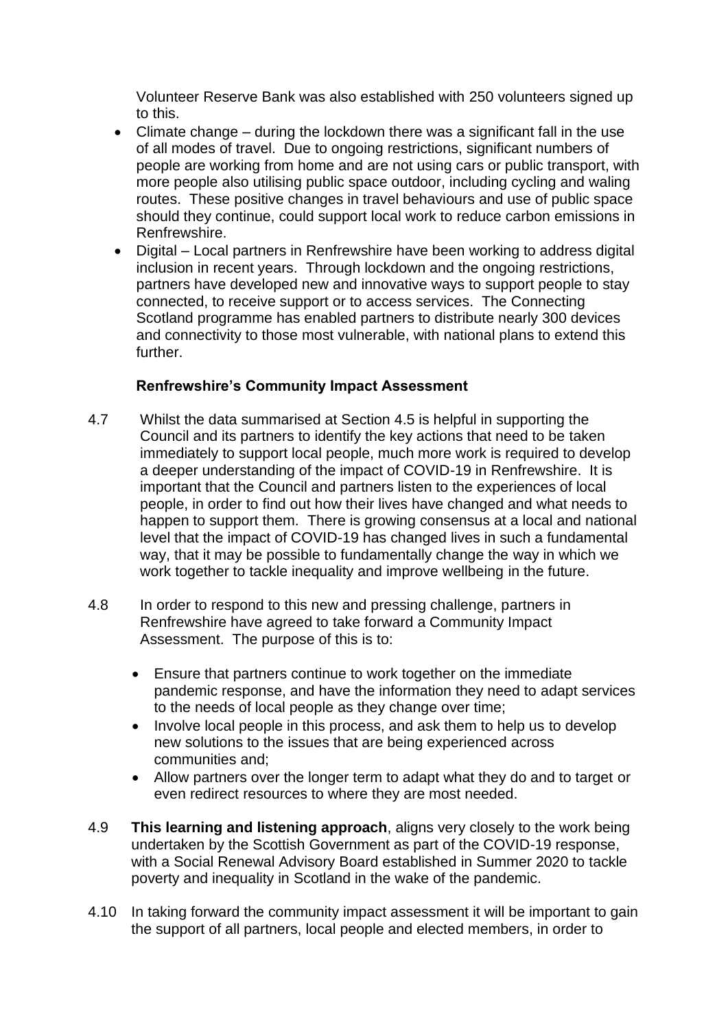Volunteer Reserve Bank was also established with 250 volunteers signed up to this.

- Climate change – during the lockdown there was a significant fall in the use of all modes of travel. Due to ongoing restrictions, significant numbers of people are working from home and are not using cars or public transport, with more people also utilising public space outdoor, including cycling and waling routes. These positive changes in travel behaviours and use of public space should they continue, could support local work to reduce carbon emissions in Renfrewshire.
- Digital – Local partners in Renfrewshire have been working to address digital inclusion in recent years. Through lockdown and the ongoing restrictions, partners have developed new and innovative ways to support people to stay connected, to receive support or to access services. The Connecting Scotland programme has enabled partners to distribute nearly 300 devices and connectivity to those most vulnerable, with national plans to extend this further.

**Renfrewshire's Community Impact Assessment**

4.7 Whilst the data summarised at Section 4.5 is helpful in supporting the Council and its partners to identify the key actions that need to be taken immediately to support local people, much more work is required to develop a deeper understanding of the impact of COVID-19 in Renfrewshire. It is important that the Council and partners listen to the experiences of local people, in order to find out how their lives have changed and what needs to happen to support them. There is growing consensus at a local and national level that the impact of COVID-19 has changed lives in such a fundamental way, that it may be possible to fundamentally change the way in which we work together to tackle inequality and improve wellbeing in the future.

4.8 In order to respond to this new and pressing challenge, partners in Renfrewshire have agreed to take forward a Community Impact Assessment. The purpose of this is to:

- Ensure that partners continue to work together on the immediate pandemic response, and have the information they need to adapt services to the needs of local people as they change over time;
- Involve local people in this process, and ask them to help us to develop new solutions to the issues that are being experienced across communities and;
- Allow partners over the longer term to adapt what they do and to target or even redirect resources to where they are most needed.

4.9 **This learning and listening approach**, aligns very closely to the work being undertaken by the Scottish Government as part of the COVID-19 response, with a Social Renewal Advisory Board established in Summer 2020 to tackle poverty and inequality in Scotland in the wake of the pandemic.

4.10 In taking forward the community impact assessment it will be important to gain the support of all partners, local people and elected members, in order to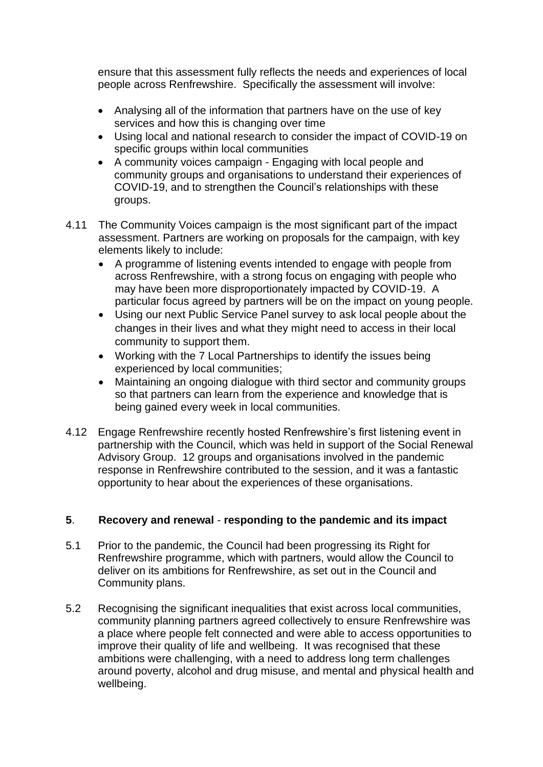ensure that this assessment fully reflects the needs and experiences of local people across Renfrewshire. Specifically the assessment will involve:

- Analysing all of the information that partners have on the use of key services and how this is changing over time
- Using local and national research to consider the impact of COVID-19 on specific groups within local communities
- A community voices campaign - Engaging with local people and community groups and organisations to understand their experiences of COVID-19, and to strengthen the Council's relationships with these groups.

4.11 The Community Voices campaign is the most significant part of the impact assessment. Partners are working on proposals for the campaign, with key elements likely to include:

- A programme of listening events intended to engage with people from across Renfrewshire, with a strong focus on engaging with people who may have been more disproportionately impacted by COVID-19. A particular focus agreed by partners will be on the impact on young people.
- Using our next Public Service Panel survey to ask local people about the changes in their lives and what they might need to access in their local community to support them.
- Working with the 7 Local Partnerships to identify the issues being experienced by local communities;
- Maintaining an ongoing dialogue with third sector and community groups so that partners can learn from the experience and knowledge that is being gained every week in local communities.

4.12 Engage Renfrewshire recently hosted Renfrewshire's first listening event in partnership with the Council, which was held in support of the Social Renewal Advisory Group. 12 groups and organisations involved in the pandemic response in Renfrewshire contributed to the session, and it was a fantastic opportunity to hear about the experiences of these organisations.

## 5. Recovery and renewal - responding to the pandemic and its impact

5.1 Prior to the pandemic, the Council had been progressing its Right for Renfrewshire programme, which with partners, would allow the Council to deliver on its ambitions for Renfrewshire, as set out in the Council and Community plans.

5.2 Recognising the significant inequalities that exist across local communities, community planning partners agreed collectively to ensure Renfrewshire was a place where people felt connected and were able to access opportunities to improve their quality of life and wellbeing. It was recognised that these ambitions were challenging, with a need to address long term challenges around poverty, alcohol and drug misuse, and mental and physical health and wellbeing.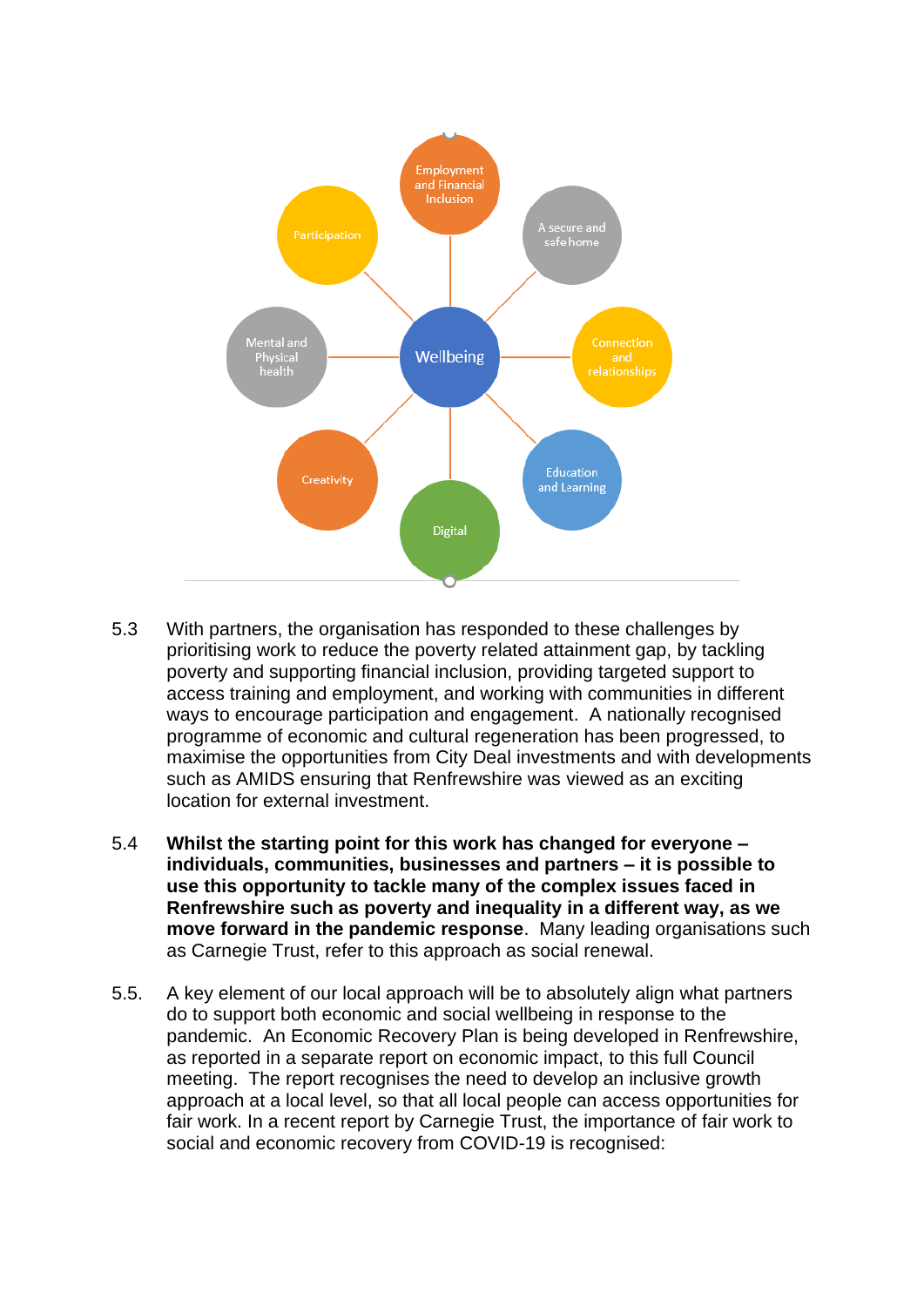Wellbeing

- Employment and Financial Inclusion
- A secure and safe home
- Connection and relationships
- Education and Learning
- Digital
- Creativity
- Mental and Physical health
- Participation

5.3 With partners, the organisation has responded to these challenges by prioritising work to reduce the poverty related attainment gap, by tackling poverty and supporting financial inclusion, providing targeted support to access training and employment, and working with communities in different ways to encourage participation and engagement. A nationally recognised programme of economic and cultural regeneration has been progressed, to maximise the opportunities from City Deal investments and with developments such as AMIDS ensuring that Renfrewshire was viewed as an exciting location for external investment.

5.4 **Whilst the starting point for this work has changed for everyone – individuals, communities, businesses and partners – it is possible to use this opportunity to tackle many of the complex issues faced in Renfrewshire such as poverty and inequality in a different way, as we move forward in the pandemic response**. Many leading organisations such as Carnegie Trust, refer to this approach as social renewal.

5.5. A key element of our local approach will be to absolutely align what partners do to support both economic and social wellbeing in response to the pandemic. An Economic Recovery Plan is being developed in Renfrewshire, as reported in a separate report on economic impact, to this full Council meeting. The report recognises the need to develop an inclusive growth approach at a local level, so that all local people can access opportunities for fair work. In a recent report by Carnegie Trust, the importance of fair work to social and economic recovery from COVID-19 is recognised: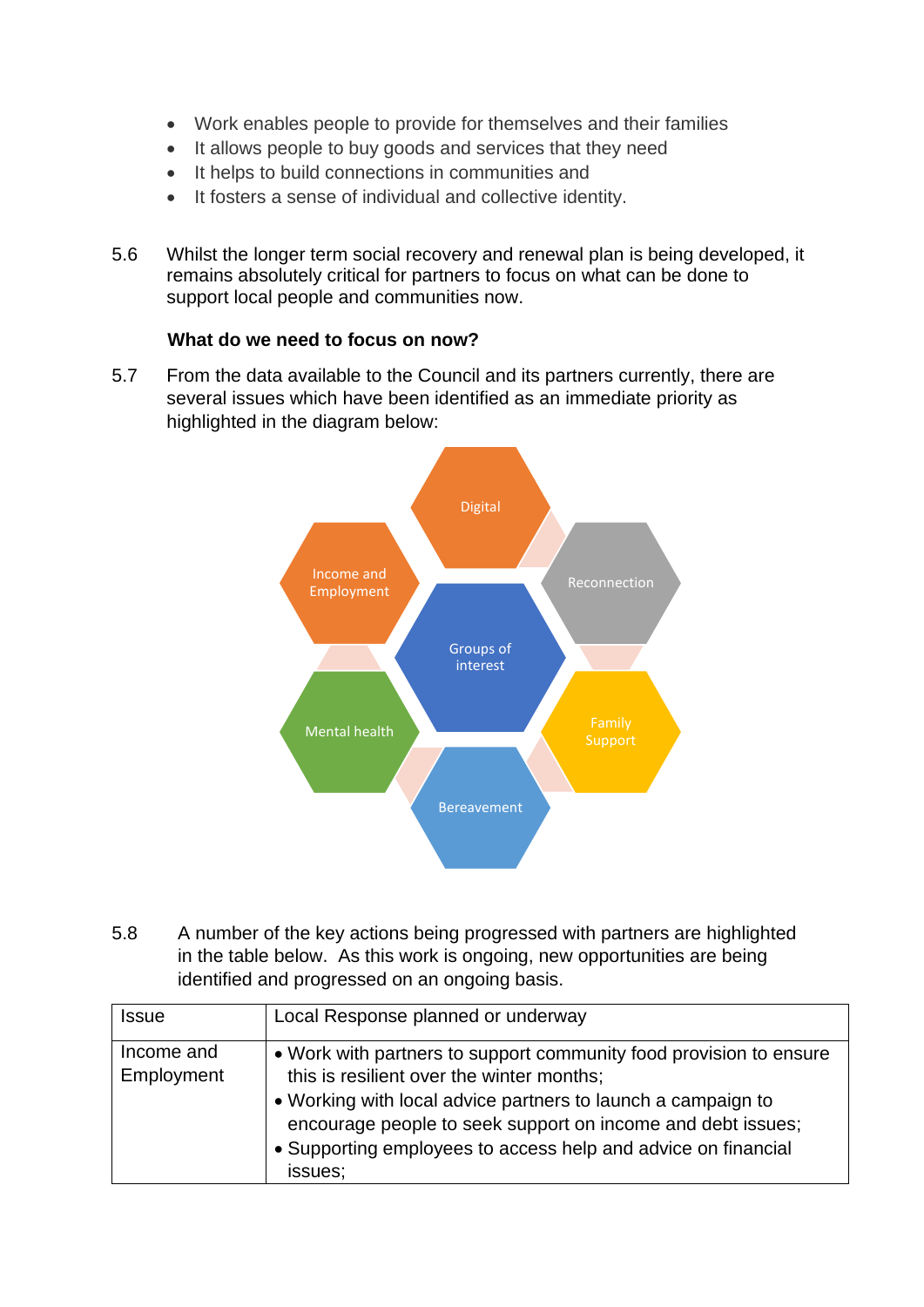- Work enables people to provide for themselves and their families
- It allows people to buy goods and services that they need
- It helps to build connections in communities and
- It fosters a sense of individual and collective identity.

5.6 Whilst the longer term social recovery and renewal plan is being developed, it remains absolutely critical for partners to focus on what can be done to support local people and communities now.

**What do we need to focus on now?**

5.7 From the data available to the Council and its partners currently, there are several issues which have been identified as an immediate priority as highlighted in the diagram below:

Digital

Income and Employment

Reconnection

Groups of interest

Mental health

Family Support

Bereavement

5.8 A number of the key actions being progressed with partners are highlighted in the table below. As this work is ongoing, new opportunities are being identified and progressed on an ongoing basis.

| Issue | Local Response planned or underway |
|---|---|
| Income and Employment | • Work with partners to support community food provision to ensure this is resilient over the winter months;<br>• Working with local advice partners to launch a campaign to encourage people to seek support on income and debt issues;<br>• Supporting employees to access help and advice on financial issues; |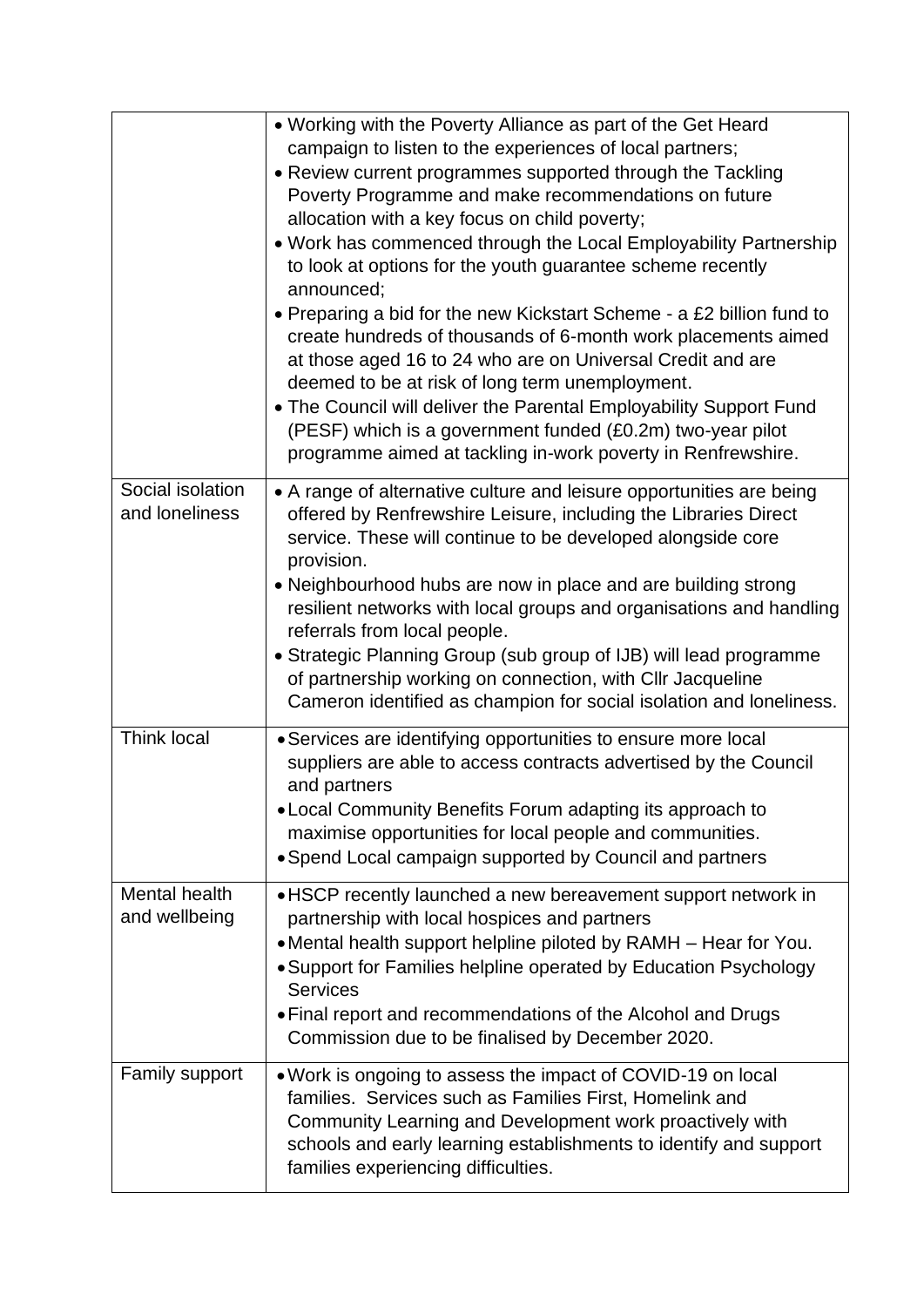| | |
|---|---|
| | • Working with the Poverty Alliance as part of the Get Heard campaign to listen to the experiences of local partners;<br>• Review current programmes supported through the Tackling Poverty Programme and make recommendations on future allocation with a key focus on child poverty;<br>• Work has commenced through the Local Employability Partnership to look at options for the youth guarantee scheme recently announced;<br>• Preparing a bid for the new Kickstart Scheme - a £2 billion fund to create hundreds of thousands of 6-month work placements aimed at those aged 16 to 24 who are on Universal Credit and are deemed to be at risk of long term unemployment.<br>• The Council will deliver the Parental Employability Support Fund (PESF) which is a government funded (£0.2m) two-year pilot programme aimed at tackling in-work poverty in Renfrewshire. |
| Social isolation and loneliness | • A range of alternative culture and leisure opportunities are being offered by Renfrewshire Leisure, including the Libraries Direct service. These will continue to be developed alongside core provision.<br>• Neighbourhood hubs are now in place and are building strong resilient networks with local groups and organisations and handling referrals from local people.<br>• Strategic Planning Group (sub group of IJB) will lead programme of partnership working on connection, with Cllr Jacqueline Cameron identified as champion for social isolation and loneliness. |
| Think local | • Services are identifying opportunities to ensure more local suppliers are able to access contracts advertised by the Council and partners<br>• Local Community Benefits Forum adapting its approach to maximise opportunities for local people and communities.<br>• Spend Local campaign supported by Council and partners |
| Mental health and wellbeing | • HSCP recently launched a new bereavement support network in partnership with local hospices and partners<br>• Mental health support helpline piloted by RAMH – Hear for You.<br>• Support for Families helpline operated by Education Psychology Services<br>• Final report and recommendations of the Alcohol and Drugs Commission due to be finalised by December 2020. |
| Family support | • Work is ongoing to assess the impact of COVID-19 on local families. Services such as Families First, Homelink and Community Learning and Development work proactively with schools and early learning establishments to identify and support families experiencing difficulties. |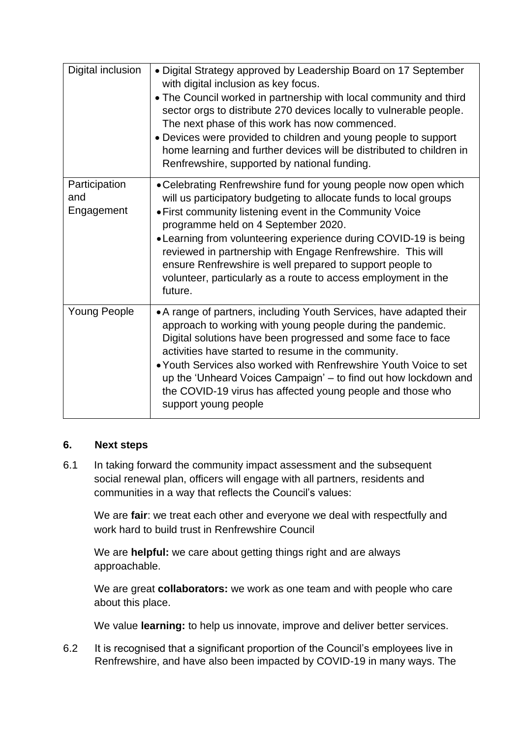| Digital inclusion | • Digital Strategy approved by Leadership Board on 17 September with digital inclusion as key focus.<br>• The Council worked in partnership with local community and third sector orgs to distribute 270 devices locally to vulnerable people. The next phase of this work has now commenced.<br>• Devices were provided to children and young people to support home learning and further devices will be distributed to children in Renfrewshire, supported by national funding. |
|---|---|
| Participation and Engagement | • Celebrating Renfrewshire fund for young people now open which will us participatory budgeting to allocate funds to local groups<br>• First community listening event in the Community Voice programme held on 4 September 2020.<br>• Learning from volunteering experience during COVID-19 is being reviewed in partnership with Engage Renfrewshire. This will ensure Renfrewshire is well prepared to support people to volunteer, particularly as a route to access employment in the future. |
| Young People | • A range of partners, including Youth Services, have adapted their approach to working with young people during the pandemic. Digital solutions have been progressed and some face to face activities have started to resume in the community.<br>• Youth Services also worked with Renfrewshire Youth Voice to set up the 'Unheard Voices Campaign' – to find out how lockdown and the COVID-19 virus has affected young people and those who support young people |

## 6. Next steps

6.1 In taking forward the community impact assessment and the subsequent social renewal plan, officers will engage with all partners, residents and communities in a way that reflects the Council's values:

We are **fair**: we treat each other and everyone we deal with respectfully and work hard to build trust in Renfrewshire Council

We are **helpful:** we care about getting things right and are always approachable.

We are great **collaborators:** we work as one team and with people who care about this place.

We value **learning:** to help us innovate, improve and deliver better services.

6.2 It is recognised that a significant proportion of the Council's employees live in Renfrewshire, and have also been impacted by COVID-19 in many ways. The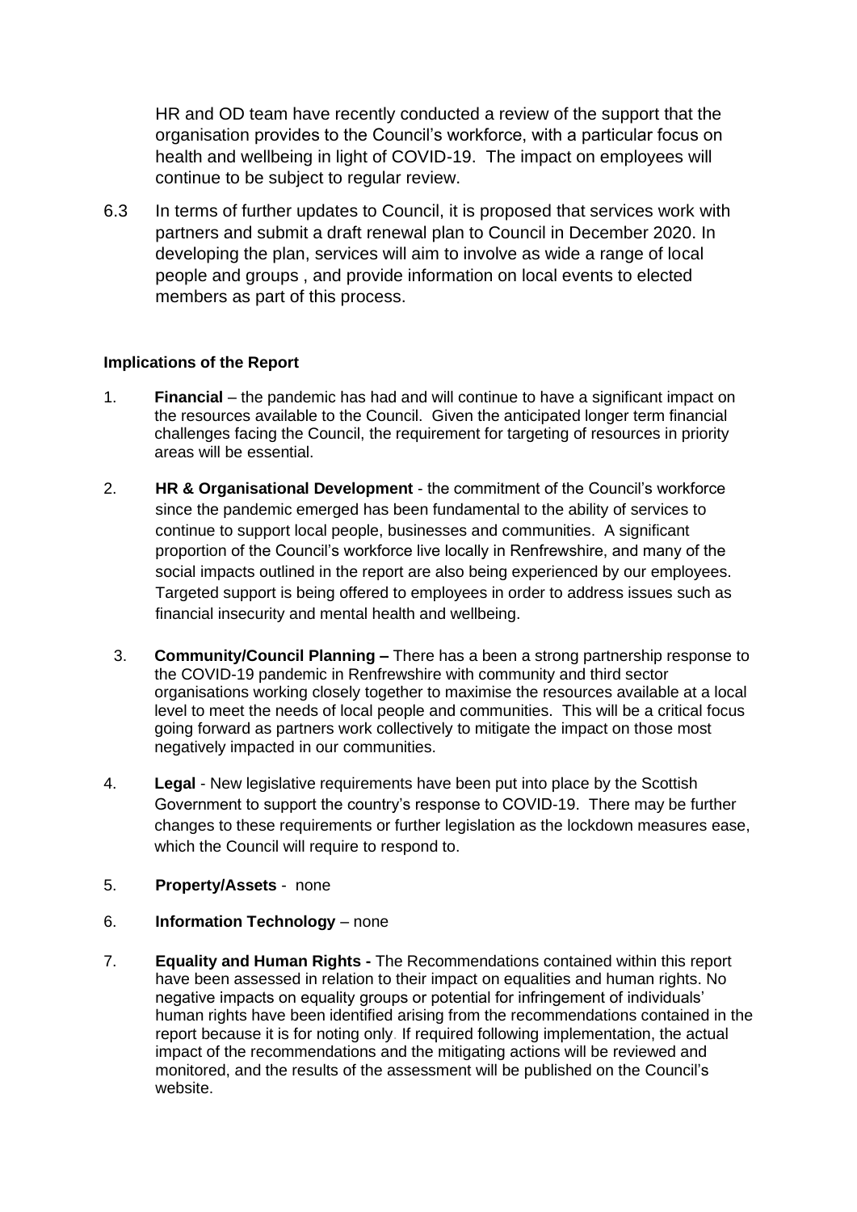HR and OD team have recently conducted a review of the support that the organisation provides to the Council's workforce, with a particular focus on health and wellbeing in light of COVID-19. The impact on employees will continue to be subject to regular review.

6.3 In terms of further updates to Council, it is proposed that services work with partners and submit a draft renewal plan to Council in December 2020. In developing the plan, services will aim to involve as wide a range of local people and groups , and provide information on local events to elected members as part of this process.

**Implications of the Report**

1. **Financial** – the pandemic has had and will continue to have a significant impact on the resources available to the Council. Given the anticipated longer term financial challenges facing the Council, the requirement for targeting of resources in priority areas will be essential.

2. **HR & Organisational Development** - the commitment of the Council's workforce since the pandemic emerged has been fundamental to the ability of services to continue to support local people, businesses and communities. A significant proportion of the Council's workforce live locally in Renfrewshire, and many of the social impacts outlined in the report are also being experienced by our employees. Targeted support is being offered to employees in order to address issues such as financial insecurity and mental health and wellbeing.

3. **Community/Council Planning –** There has a been a strong partnership response to the COVID-19 pandemic in Renfrewshire with community and third sector organisations working closely together to maximise the resources available at a local level to meet the needs of local people and communities. This will be a critical focus going forward as partners work collectively to mitigate the impact on those most negatively impacted in our communities.

4. **Legal** - New legislative requirements have been put into place by the Scottish Government to support the country's response to COVID-19. There may be further changes to these requirements or further legislation as the lockdown measures ease, which the Council will require to respond to.

5. **Property/Assets** - none

6. **Information Technology** – none

7. **Equality and Human Rights -** The Recommendations contained within this report have been assessed in relation to their impact on equalities and human rights. No negative impacts on equality groups or potential for infringement of individuals' human rights have been identified arising from the recommendations contained in the report because it is for noting only. If required following implementation, the actual impact of the recommendations and the mitigating actions will be reviewed and monitored, and the results of the assessment will be published on the Council's website.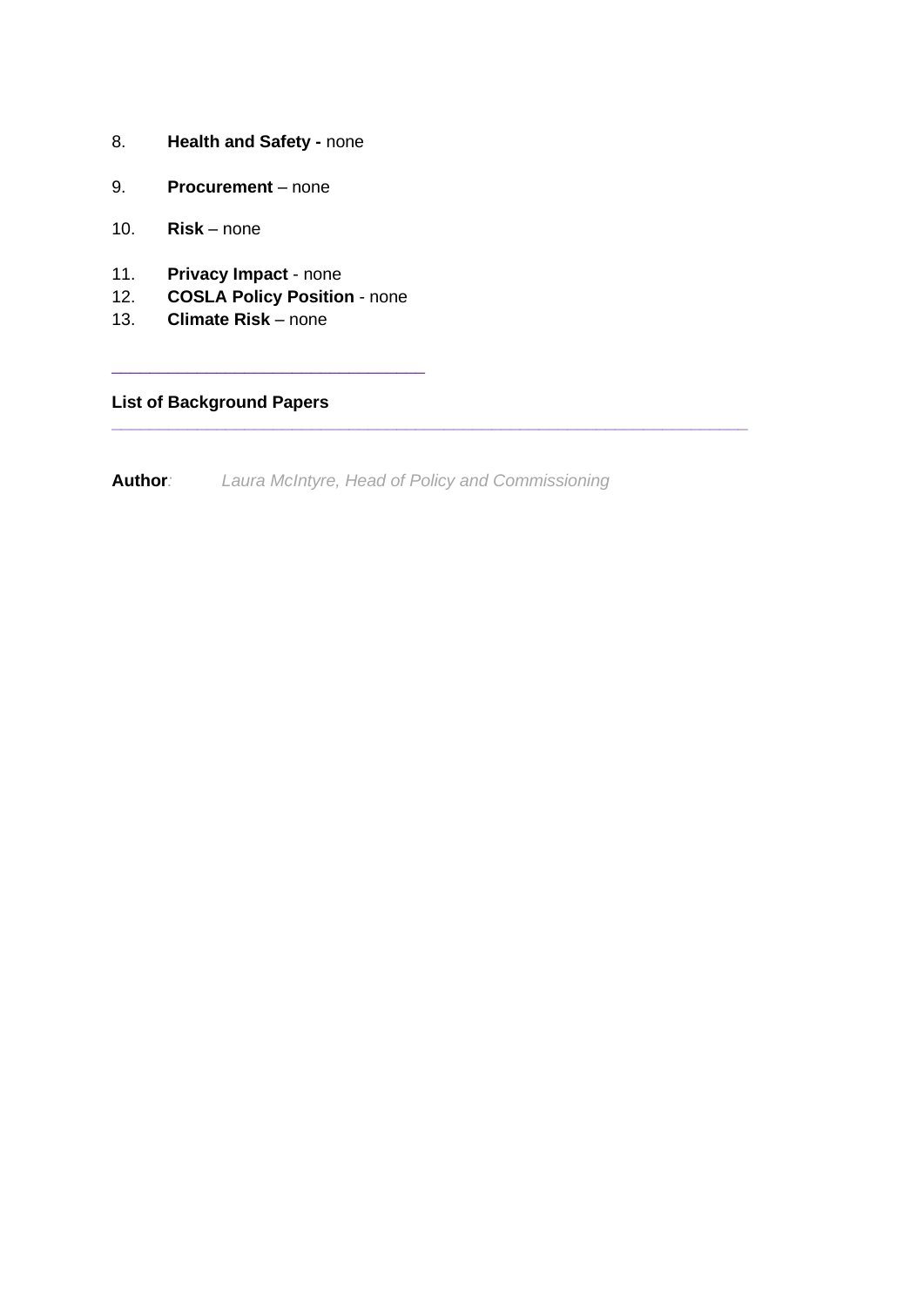8. **Health and Safety -** none

9. **Procurement** – none

10. **Risk** – none

11. **Privacy Impact** - none
12. **COSLA Policy Position** - none
13. **Climate Risk** – none

---

**List of Background Papers**

---

**Author**: *Laura McIntyre, Head of Policy and Commissioning*